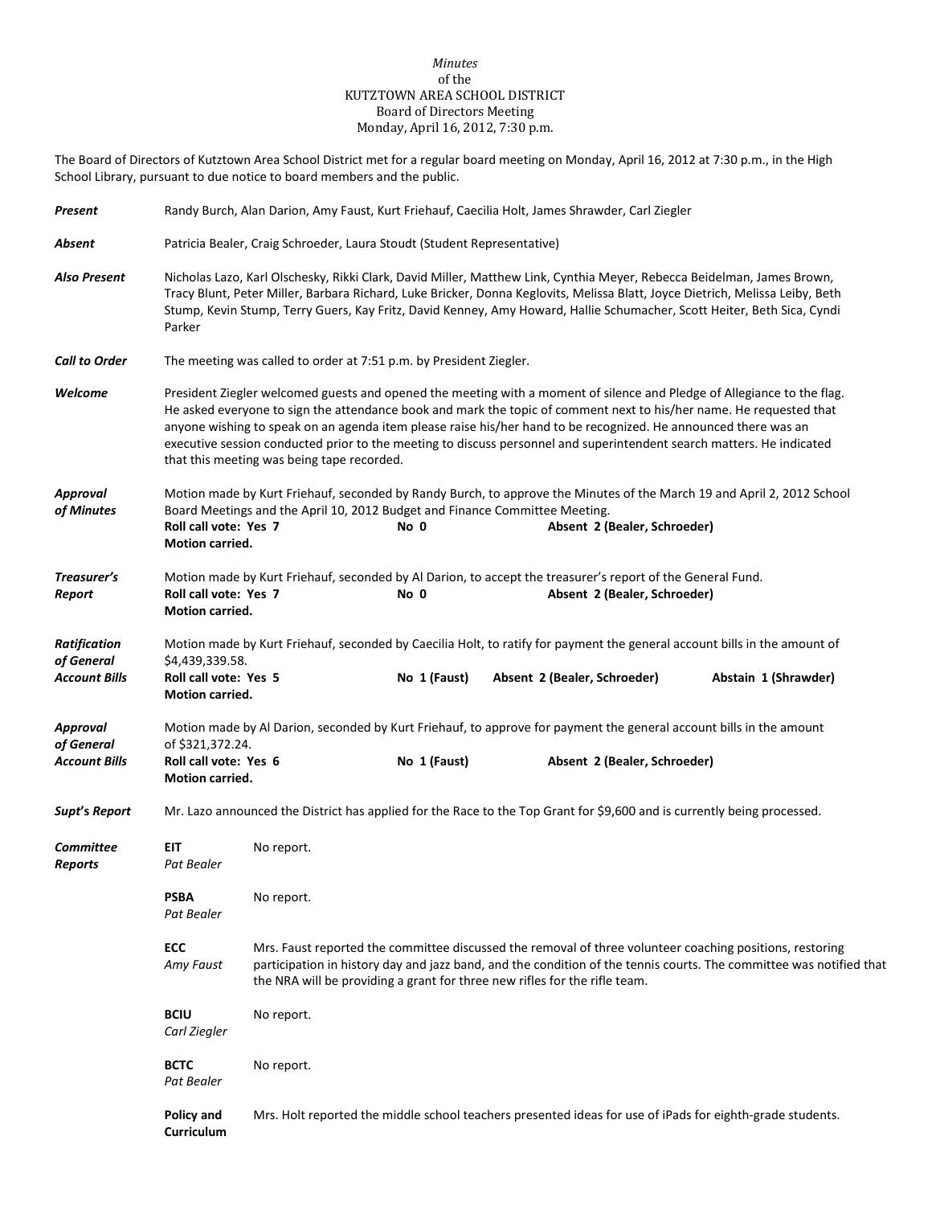*Minutes*
of the
KUTZTOWN AREA SCHOOL DISTRICT
Board of Directors Meeting
Monday, April 16, 2012, 7:30 p.m.

The Board of Directors of Kutztown Area School District met for a regular board meeting on Monday, April 16, 2012 at 7:30 p.m., in the High School Library, pursuant to due notice to board members and the public.

***Present*** Randy Burch, Alan Darion, Amy Faust, Kurt Friehauf, Caecilia Holt, James Shrawder, Carl Ziegler

***Absent*** Patricia Bealer, Craig Schroeder, Laura Stoudt (Student Representative)

***Also Present*** Nicholas Lazo, Karl Olschesky, Rikki Clark, David Miller, Matthew Link, Cynthia Meyer, Rebecca Beidelman, James Brown, Tracy Blunt, Peter Miller, Barbara Richard, Luke Bricker, Donna Keglovits, Melissa Blatt, Joyce Dietrich, Melissa Leiby, Beth Stump, Kevin Stump, Terry Guers, Kay Fritz, David Kenney, Amy Howard, Hallie Schumacher, Scott Heiter, Beth Sica, Cyndi Parker

***Call to Order*** The meeting was called to order at 7:51 p.m. by President Ziegler.

***Welcome*** President Ziegler welcomed guests and opened the meeting with a moment of silence and Pledge of Allegiance to the flag. He asked everyone to sign the attendance book and mark the topic of comment next to his/her name. He requested that anyone wishing to speak on an agenda item please raise his/her hand to be recognized. He announced there was an executive session conducted prior to the meeting to discuss personnel and superintendent search matters. He indicated that this meeting was being tape recorded.

***Approval of Minutes*** Motion made by Kurt Friehauf, seconded by Randy Burch, to approve the Minutes of the March 19 and April 2, 2012 School Board Meetings and the April 10, 2012 Budget and Finance Committee Meeting.
**Roll call vote: Yes 7** **No 0** **Absent 2 (Bealer, Schroeder)**
**Motion carried.**

***Treasurer's Report*** Motion made by Kurt Friehauf, seconded by Al Darion, to accept the treasurer's report of the General Fund.
**Roll call vote: Yes 7** **No 0** **Absent 2 (Bealer, Schroeder)**
**Motion carried.**

***Ratification of General Account Bills*** Motion made by Kurt Friehauf, seconded by Caecilia Holt, to ratify for payment the general account bills in the amount of $4,439,339.58.
**Roll call vote: Yes 5** **No 1 (Faust)** **Absent 2 (Bealer, Schroeder)** **Abstain 1 (Shrawder)**
**Motion carried.**

***Approval of General Account Bills*** Motion made by Al Darion, seconded by Kurt Friehauf, to approve for payment the general account bills in the amount of $321,372.24.
**Roll call vote: Yes 6** **No 1 (Faust)** **Absent 2 (Bealer, Schroeder)**
**Motion carried.**

***Supt's Report*** Mr. Lazo announced the District has applied for the Race to the Top Grant for $9,600 and is currently being processed.

***Committee Reports***

**EIT** *Pat Bealer* No report.

**PSBA** *Pat Bealer* No report.

**ECC** *Amy Faust* Mrs. Faust reported the committee discussed the removal of three volunteer coaching positions, restoring participation in history day and jazz band, and the condition of the tennis courts. The committee was notified that the NRA will be providing a grant for three new rifles for the rifle team.

**BCIU** *Carl Ziegler* No report.

**BCTC** *Pat Bealer* No report.

**Policy and Curriculum** Mrs. Holt reported the middle school teachers presented ideas for use of iPads for eighth-grade students.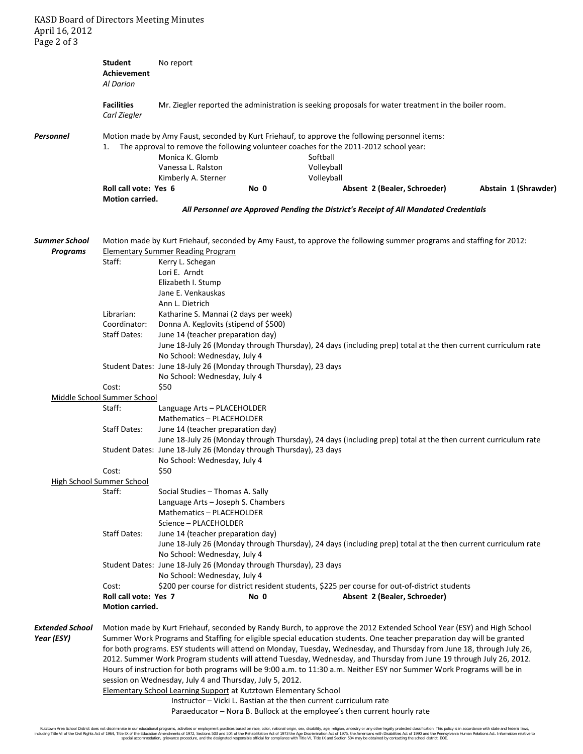**Student Achievement**
*Al Darion*
No report

**Facilities**
*Carl Ziegler*
Mr. Ziegler reported the administration is seeking proposals for water treatment in the boiler room.

***Personnel***

Motion made by Amy Faust, seconded by Kurt Friehauf, to approve the following personnel items:

1. The approval to remove the following volunteer coaches for the 2011-2012 school year:

| | |
|---|---|
| Monica K. Glomb | Softball |
| Vanessa L. Ralston | Volleyball |
| Kimberly A. Sterner | Volleyball |

**Roll call vote: Yes 6** | **No 0** | **Absent 2 (Bealer, Schroeder)** | **Abstain 1 (Shrawder)**
**Motion carried.**

***All Personnel are Approved Pending the District's Receipt of All Mandated Credentials***

***Summer School Programs***

Motion made by Kurt Friehauf, seconded by Amy Faust, to approve the following summer programs and staffing for 2012:

Elementary Summer Reading Program

Staff: Kerry L. Schegan
Lori E. Arndt
Elizabeth I. Stump
Jane E. Venkauskas
Ann L. Dietrich
Librarian: Katharine S. Mannai (2 days per week)
Coordinator: Donna A. Keglovits (stipend of $500)
Staff Dates: June 14 (teacher preparation day)
June 18-July 26 (Monday through Thursday), 24 days (including prep) total at the then current curriculum rate
No School: Wednesday, July 4
Student Dates: June 18-July 26 (Monday through Thursday), 23 days
No School: Wednesday, July 4
Cost: $50

Middle School Summer School

Staff: Language Arts – PLACEHOLDER
Mathematics – PLACEHOLDER
Staff Dates: June 14 (teacher preparation day)
June 18-July 26 (Monday through Thursday), 24 days (including prep) total at the then current curriculum rate
Student Dates: June 18-July 26 (Monday through Thursday), 23 days
No School: Wednesday, July 4
Cost: $50

High School Summer School

Staff: Social Studies – Thomas A. Sally
Language Arts – Joseph S. Chambers
Mathematics – PLACEHOLDER
Science – PLACEHOLDER
Staff Dates: June 14 (teacher preparation day)
June 18-July 26 (Monday through Thursday), 24 days (including prep) total at the then current curriculum rate
No School: Wednesday, July 4
Student Dates: June 18-July 26 (Monday through Thursday), 23 days
No School: Wednesday, July 4
Cost: $200 per course for district resident students, $225 per course for out-of-district students

**Roll call vote: Yes 7** | **No 0** | **Absent 2 (Bealer, Schroeder)**
**Motion carried.**

***Extended School Year (ESY)***

Motion made by Kurt Friehauf, seconded by Randy Burch, to approve the 2012 Extended School Year (ESY) and High School Summer Work Programs and Staffing for eligible special education students. One teacher preparation day will be granted for both programs. ESY students will attend on Monday, Tuesday, Wednesday, and Thursday from June 18, through July 26, 2012. Summer Work Program students will attend Tuesday, Wednesday, and Thursday from June 19 through July 26, 2012. Hours of instruction for both programs will be 9:00 a.m. to 11:30 a.m. Neither ESY nor Summer Work Programs will be in session on Wednesday, July 4 and Thursday, July 5, 2012.

Elementary School Learning Support at Kutztown Elementary School

Instructor – Vicki L. Bastian at the then current curriculum rate
Paraeducator – Nora B. Bullock at the employee's then current hourly rate

Kutztown Area School District does not discriminate in our educational programs, activities or employment practices based on race, color, national origin, sex, disability, age, religion, ancestry or any other legally protected classification. This policy is in accordance with state and federal laws, including Title VI of the Civil Rights Act of 1964, Title IX of the Education Amendments of 1972, Sections 503 and 504 of the Rehabilitation Act of 1973 the Age Discrimination Act of 1975, the Americans with Disabilities Act of 1990 and the Pennsylvania Human Relations Act. Information relative to special accommodation, grievance procedure, and the designated responsible official for compliance with Title VI, Title IX and Section 504 may be obtained by contacting the school district. EOE.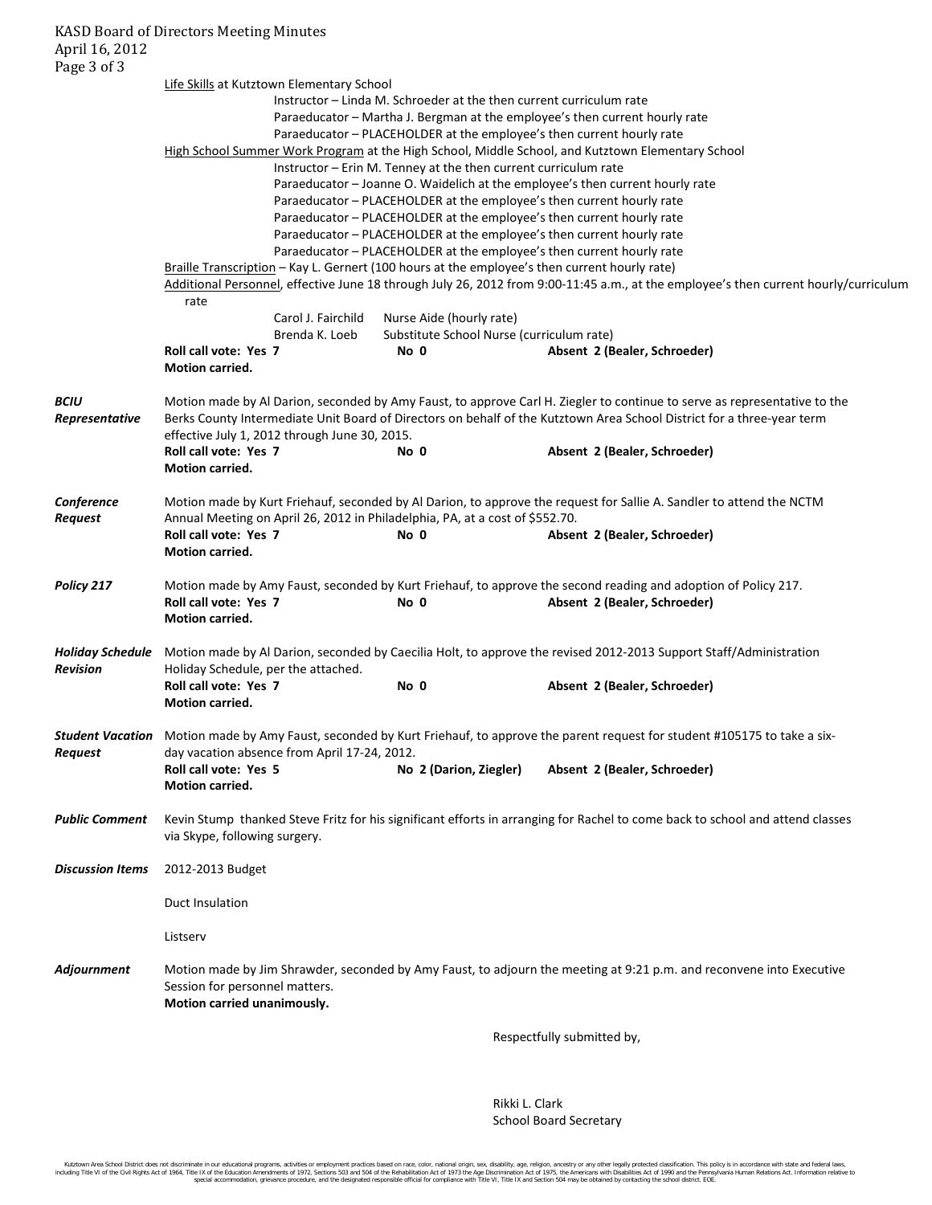Life Skills at Kutztown Elementary School

Instructor – Linda M. Schroeder at the then current curriculum rate
Paraeducator – Martha J. Bergman at the employee's then current hourly rate
Paraeducator – PLACEHOLDER at the employee's then current hourly rate

High School Summer Work Program at the High School, Middle School, and Kutztown Elementary School

Instructor – Erin M. Tenney at the then current curriculum rate
Paraeducator – Joanne O. Waidelich at the employee's then current hourly rate
Paraeducator – PLACEHOLDER at the employee's then current hourly rate
Paraeducator – PLACEHOLDER at the employee's then current hourly rate
Paraeducator – PLACEHOLDER at the employee's then current hourly rate
Paraeducator – PLACEHOLDER at the employee's then current hourly rate

Braille Transcription – Kay L. Gernert (100 hours at the employee's then current hourly rate)

Additional Personnel, effective June 18 through July 26, 2012 from 9:00-11:45 a.m., at the employee's then current hourly/curriculum rate

Carol J. Fairchild Nurse Aide (hourly rate)
Brenda K. Loeb Substitute School Nurse (curriculum rate)

**Roll call vote: Yes 7** **No 0** **Absent 2 (Bealer, Schroeder)**
**Motion carried.**

***BCIU Representative***

Motion made by Al Darion, seconded by Amy Faust, to approve Carl H. Ziegler to continue to serve as representative to the Berks County Intermediate Unit Board of Directors on behalf of the Kutztown Area School District for a three-year term effective July 1, 2012 through June 30, 2015.
**Roll call vote: Yes 7** **No 0** **Absent 2 (Bealer, Schroeder)**
**Motion carried.**

***Conference Request***

Motion made by Kurt Friehauf, seconded by Al Darion, to approve the request for Sallie A. Sandler to attend the NCTM Annual Meeting on April 26, 2012 in Philadelphia, PA, at a cost of $552.70.
**Roll call vote: Yes 7** **No 0** **Absent 2 (Bealer, Schroeder)**
**Motion carried.**

***Policy 217***

Motion made by Amy Faust, seconded by Kurt Friehauf, to approve the second reading and adoption of Policy 217.
**Roll call vote: Yes 7** **No 0** **Absent 2 (Bealer, Schroeder)**
**Motion carried.**

***Holiday Schedule Revision***

Motion made by Al Darion, seconded by Caecilia Holt, to approve the revised 2012-2013 Support Staff/Administration Holiday Schedule, per the attached.
**Roll call vote: Yes 7** **No 0** **Absent 2 (Bealer, Schroeder)**
**Motion carried.**

***Student Vacation Request***

Motion made by Amy Faust, seconded by Kurt Friehauf, to approve the parent request for student #105175 to take a six-day vacation absence from April 17-24, 2012.
**Roll call vote: Yes 5** **No 2 (Darion, Ziegler)** **Absent 2 (Bealer, Schroeder)**
**Motion carried.**

***Public Comment***

Kevin Stump thanked Steve Fritz for his significant efforts in arranging for Rachel to come back to school and attend classes via Skype, following surgery.

***Discussion Items***

2012-2013 Budget

Duct Insulation

Listserv

***Adjournment***

Motion made by Jim Shrawder, seconded by Amy Faust, to adjourn the meeting at 9:21 p.m. and reconvene into Executive Session for personnel matters.
**Motion carried unanimously.**

Respectfully submitted by,

Rikki L. Clark
School Board Secretary

Kutztown Area School District does not discriminate in our educational programs, activities or employment practices based on race, color, national origin, sex, disability, age, religion, ancestry or any other legally protected classification. This policy is in accordance with state and federal laws, including Title VI of the Civil Rights Act of 1964, Title IX of the Education Amendments of 1972, Sections 503 and 504 of the Rehabilitation Act of 1973 the Age Discrimination Act of 1975, the Americans with Disabilities Act of 1990 and the Pennsylvania Human Relations Act. Information relative to special accommodation, grievance procedure, and the designated responsible official for compliance with Title VI, Title IX and Section 504 may be obtained by contacting the school district. EOE.